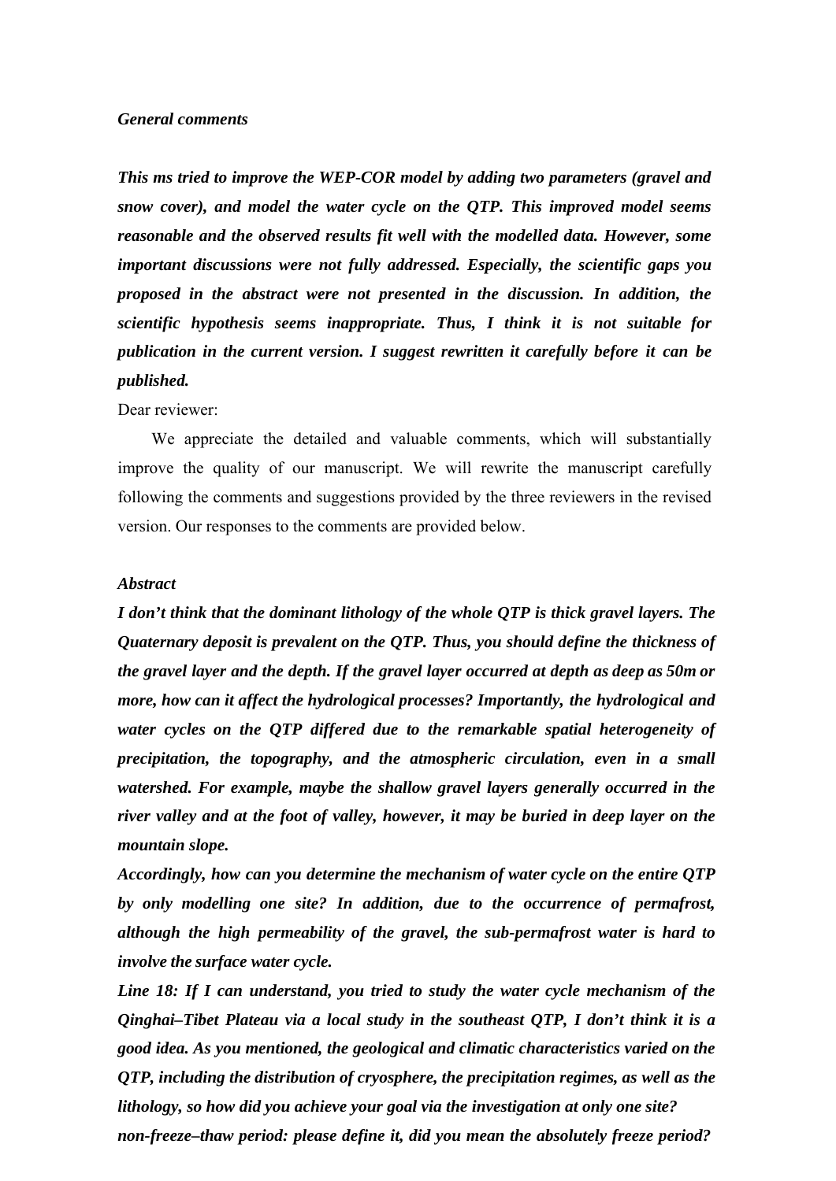***General comments***

***This ms tried to improve the WEP-COR model by adding two parameters (gravel and snow cover), and model the water cycle on the QTP. This improved model seems reasonable and the observed results fit well with the modelled data. However, some important discussions were not fully addressed. Especially, the scientific gaps you proposed in the abstract were not presented in the discussion. In addition, the scientific hypothesis seems inappropriate. Thus, I think it is not suitable for publication in the current version. I suggest rewritten it carefully before it can be published.***

Dear reviewer:

We appreciate the detailed and valuable comments, which will substantially improve the quality of our manuscript. We will rewrite the manuscript carefully following the comments and suggestions provided by the three reviewers in the revised version. Our responses to the comments are provided below.

***Abstract***

***I don't think that the dominant lithology of the whole QTP is thick gravel layers. The Quaternary deposit is prevalent on the QTP. Thus, you should define the thickness of the gravel layer and the depth. If the gravel layer occurred at depth as deep as 50m or more, how can it affect the hydrological processes? Importantly, the hydrological and water cycles on the QTP differed due to the remarkable spatial heterogeneity of precipitation, the topography, and the atmospheric circulation, even in a small watershed. For example, maybe the shallow gravel layers generally occurred in the river valley and at the foot of valley, however, it may be buried in deep layer on the mountain slope.***

***Accordingly, how can you determine the mechanism of water cycle on the entire QTP by only modelling one site? In addition, due to the occurrence of permafrost, although the high permeability of the gravel, the sub-permafrost water is hard to involve the surface water cycle.***

***Line 18: If I can understand, you tried to study the water cycle mechanism of the Qinghai–Tibet Plateau via a local study in the southeast QTP, I don't think it is a good idea. As you mentioned, the geological and climatic characteristics varied on the QTP, including the distribution of cryosphere, the precipitation regimes, as well as the lithology, so how did you achieve your goal via the investigation at only one site?***

***non-freeze–thaw period: please define it, did you mean the absolutely freeze period?***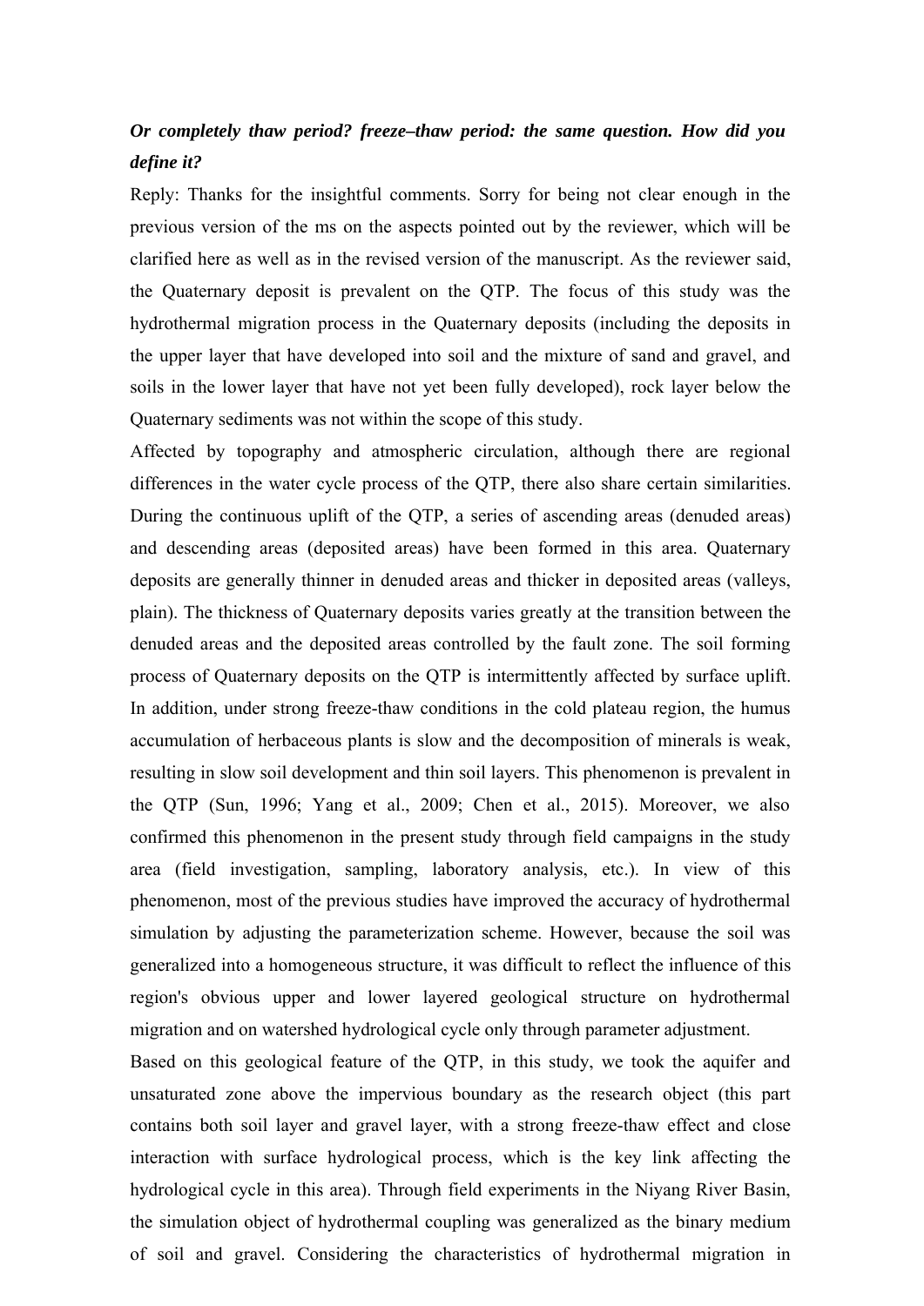***Or completely thaw period? freeze–thaw period: the same question. How did you define it?***

Reply: Thanks for the insightful comments. Sorry for being not clear enough in the previous version of the ms on the aspects pointed out by the reviewer, which will be clarified here as well as in the revised version of the manuscript. As the reviewer said, the Quaternary deposit is prevalent on the QTP. The focus of this study was the hydrothermal migration process in the Quaternary deposits (including the deposits in the upper layer that have developed into soil and the mixture of sand and gravel, and soils in the lower layer that have not yet been fully developed), rock layer below the Quaternary sediments was not within the scope of this study.

Affected by topography and atmospheric circulation, although there are regional differences in the water cycle process of the QTP, there also share certain similarities. During the continuous uplift of the QTP, a series of ascending areas (denuded areas) and descending areas (deposited areas) have been formed in this area. Quaternary deposits are generally thinner in denuded areas and thicker in deposited areas (valleys, plain). The thickness of Quaternary deposits varies greatly at the transition between the denuded areas and the deposited areas controlled by the fault zone. The soil forming process of Quaternary deposits on the QTP is intermittently affected by surface uplift. In addition, under strong freeze-thaw conditions in the cold plateau region, the humus accumulation of herbaceous plants is slow and the decomposition of minerals is weak, resulting in slow soil development and thin soil layers. This phenomenon is prevalent in the QTP (Sun, 1996; Yang et al., 2009; Chen et al., 2015). Moreover, we also confirmed this phenomenon in the present study through field campaigns in the study area (field investigation, sampling, laboratory analysis, etc.). In view of this phenomenon, most of the previous studies have improved the accuracy of hydrothermal simulation by adjusting the parameterization scheme. However, because the soil was generalized into a homogeneous structure, it was difficult to reflect the influence of this region's obvious upper and lower layered geological structure on hydrothermal migration and on watershed hydrological cycle only through parameter adjustment.

Based on this geological feature of the QTP, in this study, we took the aquifer and unsaturated zone above the impervious boundary as the research object (this part contains both soil layer and gravel layer, with a strong freeze-thaw effect and close interaction with surface hydrological process, which is the key link affecting the hydrological cycle in this area). Through field experiments in the Niyang River Basin, the simulation object of hydrothermal coupling was generalized as the binary medium of soil and gravel. Considering the characteristics of hydrothermal migration in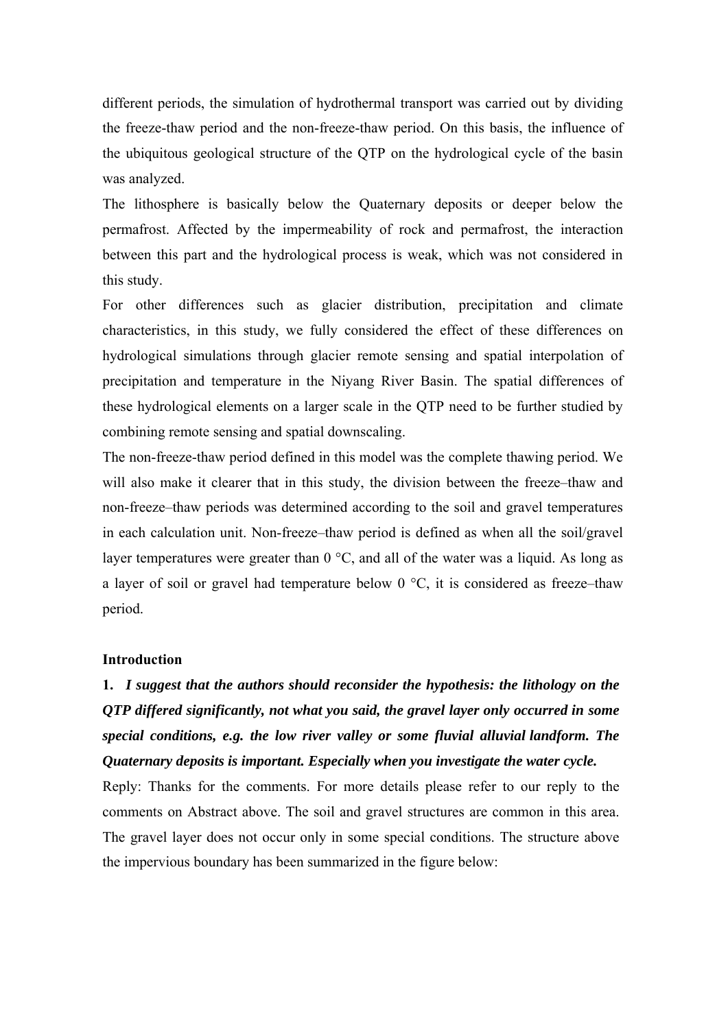different periods, the simulation of hydrothermal transport was carried out by dividing the freeze-thaw period and the non-freeze-thaw period. On this basis, the influence of the ubiquitous geological structure of the QTP on the hydrological cycle of the basin was analyzed.

The lithosphere is basically below the Quaternary deposits or deeper below the permafrost. Affected by the impermeability of rock and permafrost, the interaction between this part and the hydrological process is weak, which was not considered in this study.

For other differences such as glacier distribution, precipitation and climate characteristics, in this study, we fully considered the effect of these differences on hydrological simulations through glacier remote sensing and spatial interpolation of precipitation and temperature in the Niyang River Basin. The spatial differences of these hydrological elements on a larger scale in the QTP need to be further studied by combining remote sensing and spatial downscaling.

The non-freeze-thaw period defined in this model was the complete thawing period. We will also make it clearer that in this study, the division between the freeze–thaw and non-freeze–thaw periods was determined according to the soil and gravel temperatures in each calculation unit. Non-freeze–thaw period is defined as when all the soil/gravel layer temperatures were greater than 0 °C, and all of the water was a liquid. As long as a layer of soil or gravel had temperature below 0 °C, it is considered as freeze–thaw period.

**Introduction**

**1.** ***I suggest that the authors should reconsider the hypothesis: the lithology on the QTP differed significantly, not what you said, the gravel layer only occurred in some special conditions, e.g. the low river valley or some fluvial alluvial landform. The Quaternary deposits is important. Especially when you investigate the water cycle.***

Reply: Thanks for the comments. For more details please refer to our reply to the comments on Abstract above. The soil and gravel structures are common in this area. The gravel layer does not occur only in some special conditions. The structure above the impervious boundary has been summarized in the figure below: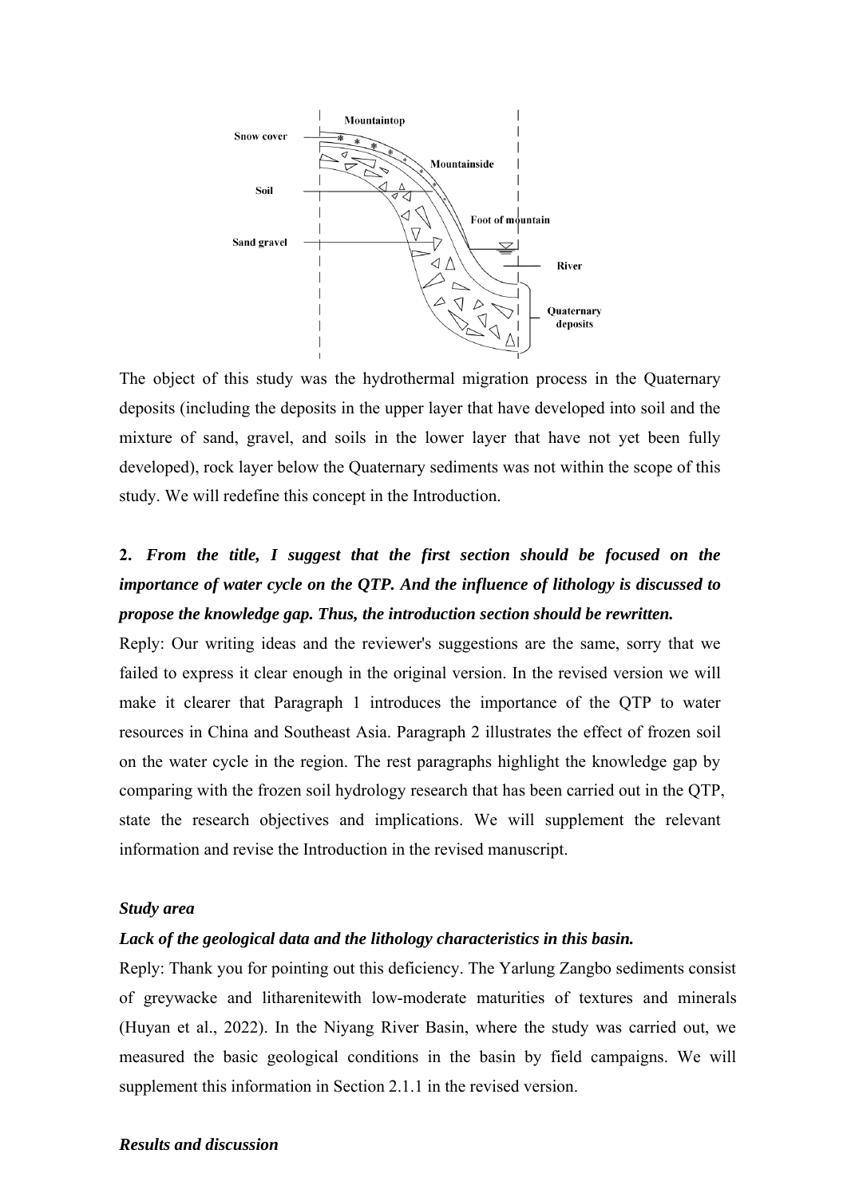The object of this study was the hydrothermal migration process in the Quaternary deposits (including the deposits in the upper layer that have developed into soil and the mixture of sand, gravel, and soils in the lower layer that have not yet been fully developed), rock layer below the Quaternary sediments was not within the scope of this study. We will redefine this concept in the Introduction.

**2.** ***From the title, I suggest that the first section should be focused on the importance of water cycle on the QTP. And the influence of lithology is discussed to propose the knowledge gap. Thus, the introduction section should be rewritten.***

Reply: Our writing ideas and the reviewer's suggestions are the same, sorry that we failed to express it clear enough in the original version. In the revised version we will make it clearer that Paragraph 1 introduces the importance of the QTP to water resources in China and Southeast Asia. Paragraph 2 illustrates the effect of frozen soil on the water cycle in the region. The rest paragraphs highlight the knowledge gap by comparing with the frozen soil hydrology research that has been carried out in the QTP, state the research objectives and implications. We will supplement the relevant information and revise the Introduction in the revised manuscript.

***Study area***

***Lack of the geological data and the lithology characteristics in this basin.***

Reply: Thank you for pointing out this deficiency. The Yarlung Zangbo sediments consist of greywacke and litharenitewith low-moderate maturities of textures and minerals (Huyan et al., 2022). In the Niyang River Basin, where the study was carried out, we measured the basic geological conditions in the basin by field campaigns. We will supplement this information in Section 2.1.1 in the revised version.

***Results and discussion***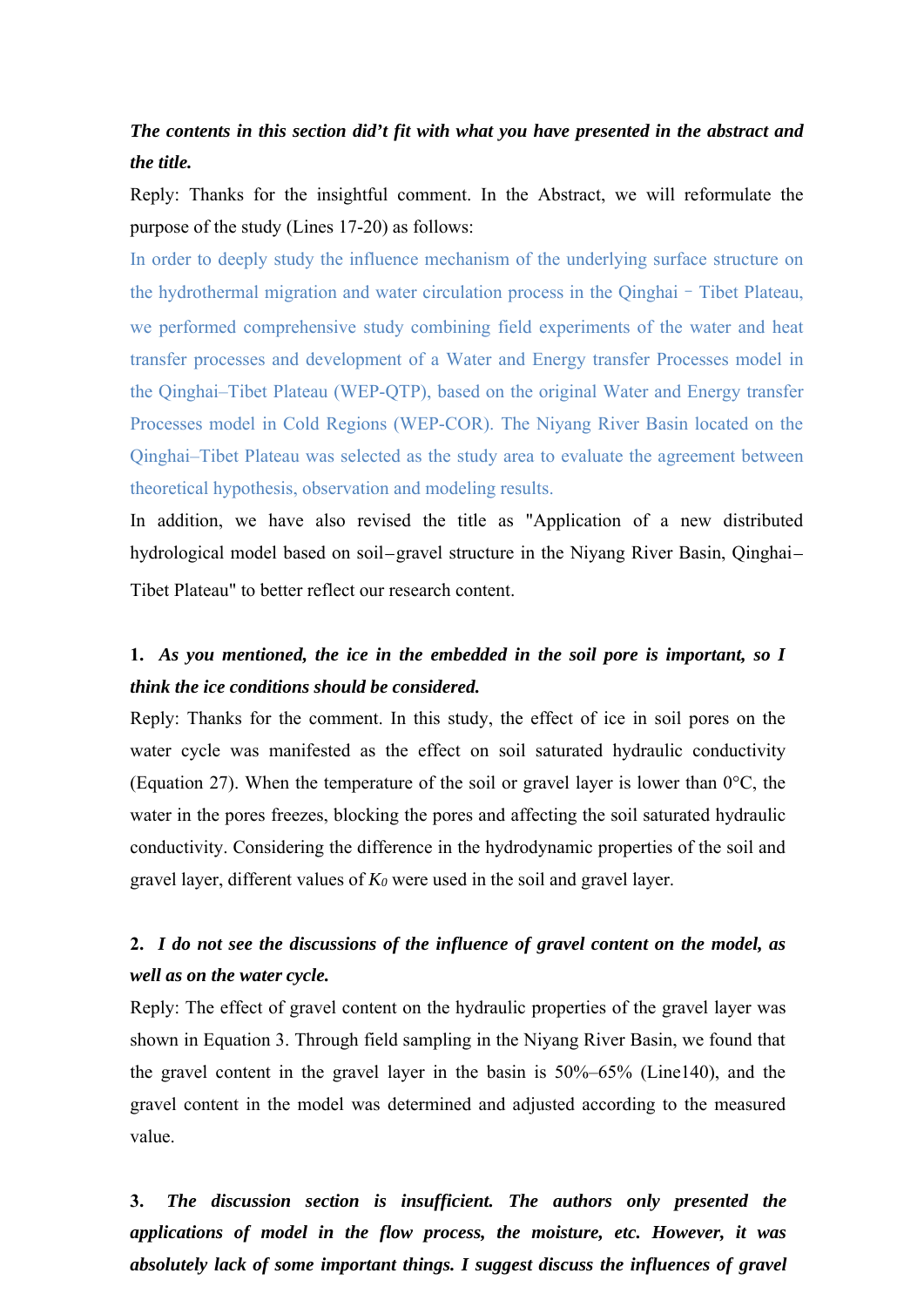***The contents in this section did't fit with what you have presented in the abstract and the title.***

Reply: Thanks for the insightful comment. In the Abstract, we will reformulate the purpose of the study (Lines 17-20) as follows:

In order to deeply study the influence mechanism of the underlying surface structure on the hydrothermal migration and water circulation process in the Qinghai–Tibet Plateau, we performed comprehensive study combining field experiments of the water and heat transfer processes and development of a Water and Energy transfer Processes model in the Qinghai–Tibet Plateau (WEP-QTP), based on the original Water and Energy transfer Processes model in Cold Regions (WEP-COR). The Niyang River Basin located on the Qinghai–Tibet Plateau was selected as the study area to evaluate the agreement between theoretical hypothesis, observation and modeling results.

In addition, we have also revised the title as "Application of a new distributed hydrological model based on soil–gravel structure in the Niyang River Basin, Qinghai–Tibet Plateau" to better reflect our research content.

**1.** ***As you mentioned, the ice in the embedded in the soil pore is important, so I think the ice conditions should be considered.***

Reply: Thanks for the comment. In this study, the effect of ice in soil pores on the water cycle was manifested as the effect on soil saturated hydraulic conductivity (Equation 27). When the temperature of the soil or gravel layer is lower than 0°C, the water in the pores freezes, blocking the pores and affecting the soil saturated hydraulic conductivity. Considering the difference in the hydrodynamic properties of the soil and gravel layer, different values of $K_0$ were used in the soil and gravel layer.

**2.** ***I do not see the discussions of the influence of gravel content on the model, as well as on the water cycle.***

Reply: The effect of gravel content on the hydraulic properties of the gravel layer was shown in Equation 3. Through field sampling in the Niyang River Basin, we found that the gravel content in the gravel layer in the basin is 50%–65% (Line140), and the gravel content in the model was determined and adjusted according to the measured value.

**3.** ***The discussion section is insufficient. The authors only presented the applications of model in the flow process, the moisture, etc. However, it was absolutely lack of some important things. I suggest discuss the influences of gravel***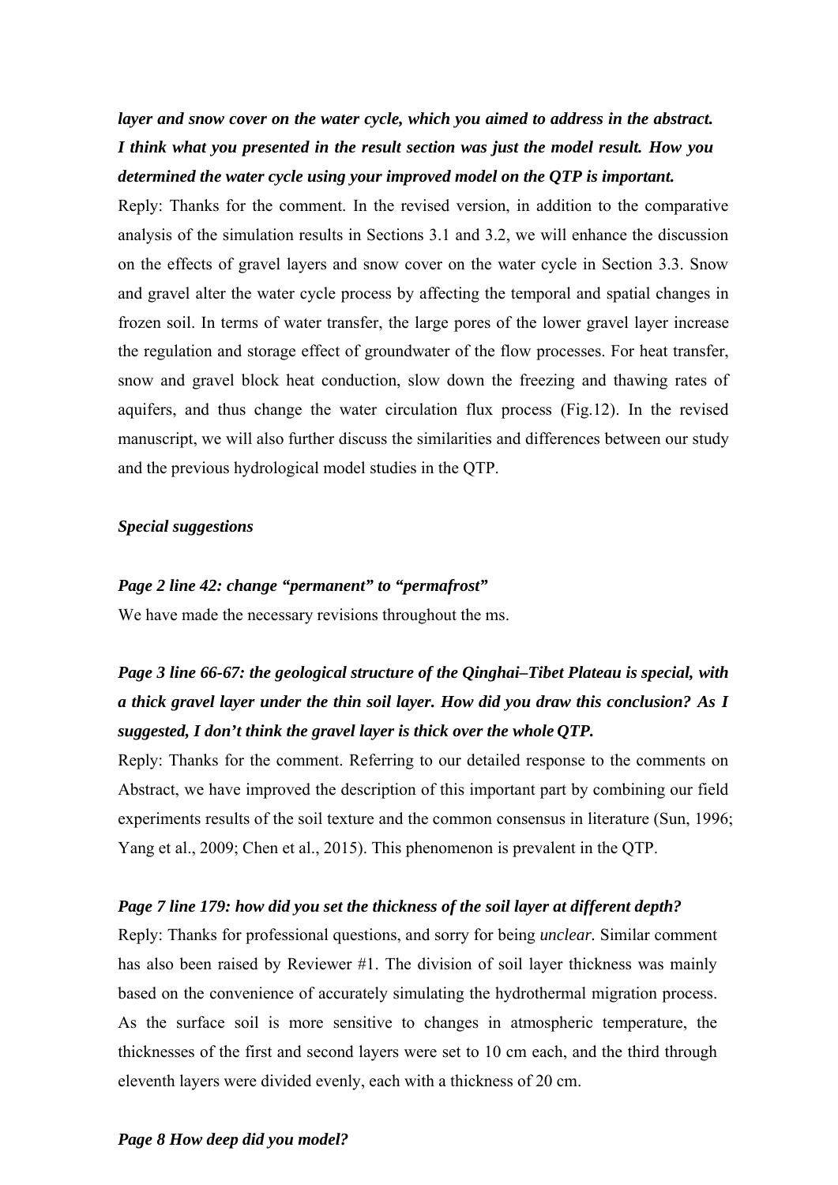***layer and snow cover on the water cycle, which you aimed to address in the abstract. I think what you presented in the result section was just the model result. How you determined the water cycle using your improved model on the QTP is important.***

Reply: Thanks for the comment. In the revised version, in addition to the comparative analysis of the simulation results in Sections 3.1 and 3.2, we will enhance the discussion on the effects of gravel layers and snow cover on the water cycle in Section 3.3. Snow and gravel alter the water cycle process by affecting the temporal and spatial changes in frozen soil. In terms of water transfer, the large pores of the lower gravel layer increase the regulation and storage effect of groundwater of the flow processes. For heat transfer, snow and gravel block heat conduction, slow down the freezing and thawing rates of aquifers, and thus change the water circulation flux process (Fig.12). In the revised manuscript, we will also further discuss the similarities and differences between our study and the previous hydrological model studies in the QTP.

***Special suggestions***

***Page 2 line 42: change "permanent" to "permafrost"***

We have made the necessary revisions throughout the ms.

***Page 3 line 66-67: the geological structure of the Qinghai–Tibet Plateau is special, with a thick gravel layer under the thin soil layer. How did you draw this conclusion? As I suggested, I don't think the gravel layer is thick over the whole QTP.***

Reply: Thanks for the comment. Referring to our detailed response to the comments on Abstract, we have improved the description of this important part by combining our field experiments results of the soil texture and the common consensus in literature (Sun, 1996; Yang et al., 2009; Chen et al., 2015). This phenomenon is prevalent in the QTP.

***Page 7 line 179: how did you set the thickness of the soil layer at different depth?***

Reply: Thanks for professional questions, and sorry for being *unclear*. Similar comment has also been raised by Reviewer #1. The division of soil layer thickness was mainly based on the convenience of accurately simulating the hydrothermal migration process. As the surface soil is more sensitive to changes in atmospheric temperature, the thicknesses of the first and second layers were set to 10 cm each, and the third through eleventh layers were divided evenly, each with a thickness of 20 cm.

***Page 8 How deep did you model?***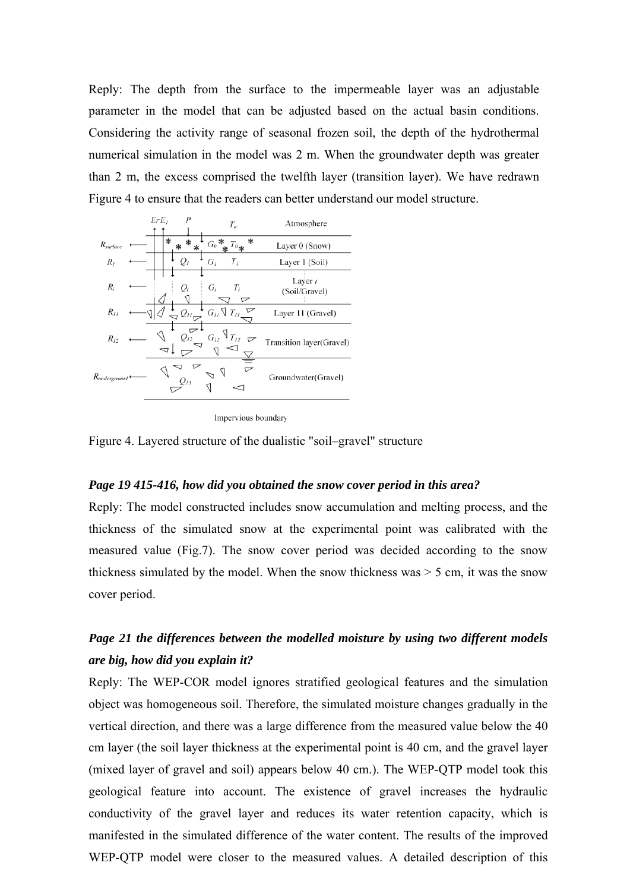Reply: The depth from the surface to the impermeable layer was an adjustable parameter in the model that can be adjusted based on the actual basin conditions. Considering the activity range of seasonal frozen soil, the depth of the hydrothermal numerical simulation in the model was 2 m. When the groundwater depth was greater than 2 m, the excess comprised the twelfth layer (transition layer). We have redrawn Figure 4 to ensure that the readers can better understand our model structure.

Figure 4. Layered structure of the dualistic "soil–gravel" structure

***Page 19 415-416, how did you obtained the snow cover period in this area?***

Reply: The model constructed includes snow accumulation and melting process, and the thickness of the simulated snow at the experimental point was calibrated with the measured value (Fig.7). The snow cover period was decided according to the snow thickness simulated by the model. When the snow thickness was > 5 cm, it was the snow cover period.

***Page 21 the differences between the modelled moisture by using two different models are big, how did you explain it?***

Reply: The WEP-COR model ignores stratified geological features and the simulation object was homogeneous soil. Therefore, the simulated moisture changes gradually in the vertical direction, and there was a large difference from the measured value below the 40 cm layer (the soil layer thickness at the experimental point is 40 cm, and the gravel layer (mixed layer of gravel and soil) appears below 40 cm.). The WEP-QTP model took this geological feature into account. The existence of gravel increases the hydraulic conductivity of the gravel layer and reduces its water retention capacity, which is manifested in the simulated difference of the water content. The results of the improved WEP-QTP model were closer to the measured values. A detailed description of this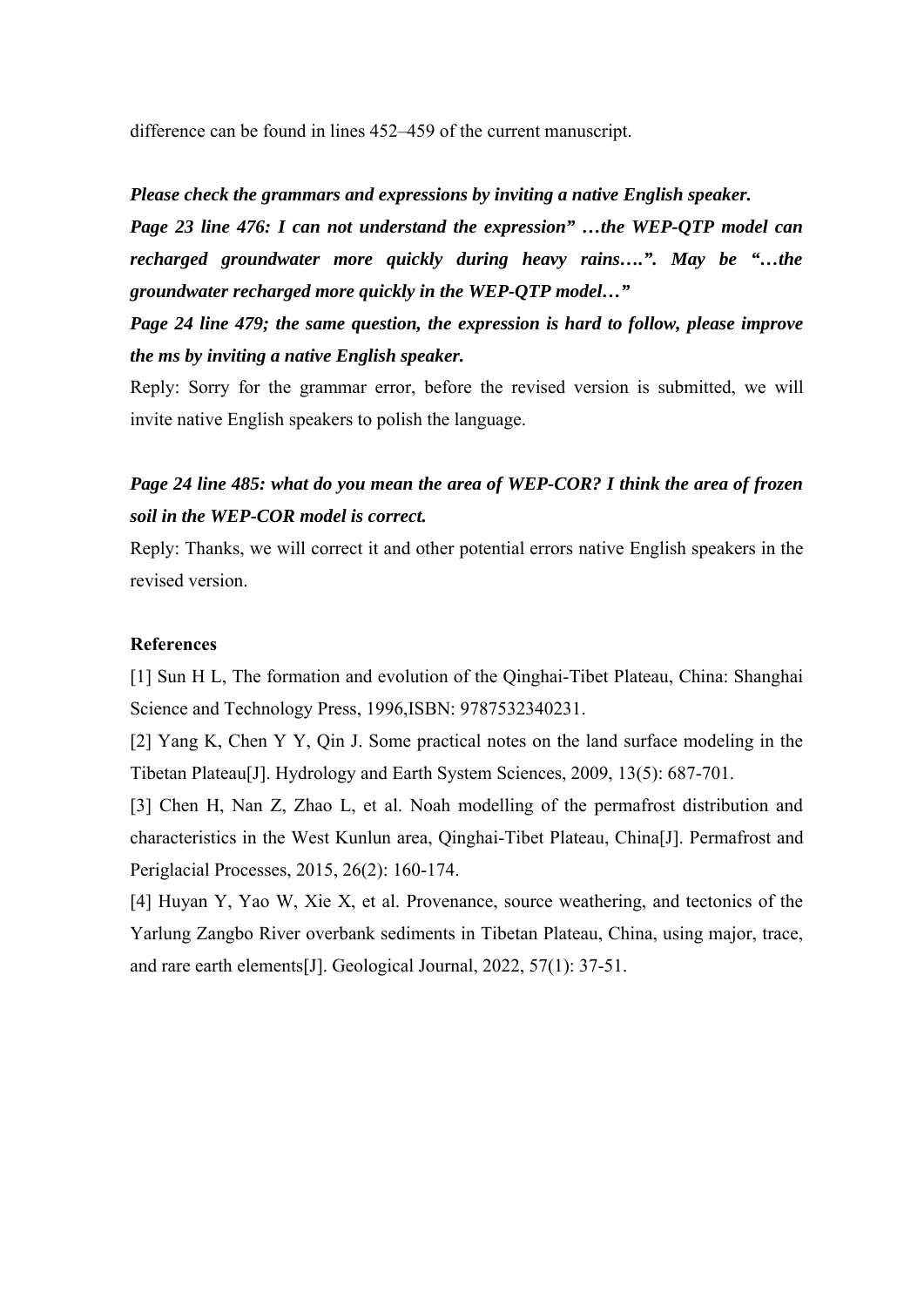difference can be found in lines 452–459 of the current manuscript.

***Please check the grammars and expressions by inviting a native English speaker.***

***Page 23 line 476: I can not understand the expression" …the WEP-QTP model can recharged groundwater more quickly during heavy rains….". May be "…the groundwater recharged more quickly in the WEP-QTP model…"***

***Page 24 line 479; the same question, the expression is hard to follow, please improve the ms by inviting a native English speaker.***

Reply: Sorry for the grammar error, before the revised version is submitted, we will invite native English speakers to polish the language.

***Page 24 line 485: what do you mean the area of WEP-COR? I think the area of frozen soil in the WEP-COR model is correct.***

Reply: Thanks, we will correct it and other potential errors native English speakers in the revised version.

**References**

[1] Sun H L, The formation and evolution of the Qinghai-Tibet Plateau, China: Shanghai Science and Technology Press, 1996,ISBN: 9787532340231.

[2] Yang K, Chen Y Y, Qin J. Some practical notes on the land surface modeling in the Tibetan Plateau[J]. Hydrology and Earth System Sciences, 2009, 13(5): 687-701.

[3] Chen H, Nan Z, Zhao L, et al. Noah modelling of the permafrost distribution and characteristics in the West Kunlun area, Qinghai-Tibet Plateau, China[J]. Permafrost and Periglacial Processes, 2015, 26(2): 160-174.

[4] Huyan Y, Yao W, Xie X, et al. Provenance, source weathering, and tectonics of the Yarlung Zangbo River overbank sediments in Tibetan Plateau, China, using major, trace, and rare earth elements[J]. Geological Journal, 2022, 57(1): 37-51.